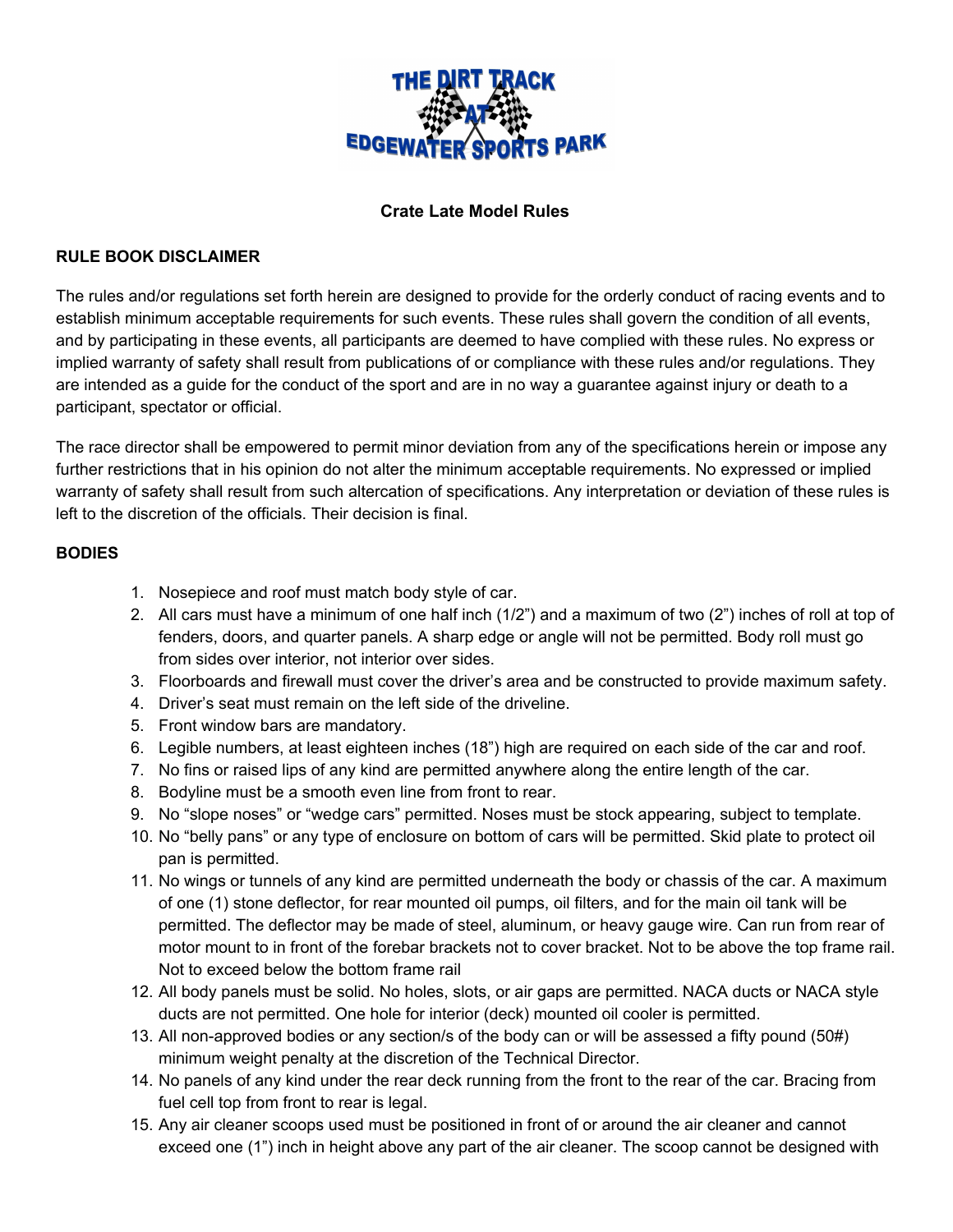# Crate Late Model Rules

## RULE BOOK DISCLAIMER

The rules and/or regulations set forth herein are designed to provide for the orderly conduct of racing events and to establish minimum acceptable requirements for such events. These rules shall govern the condition of all events, and by participating in these events, all participants are deemed to have complied with these rules. No express or implied warranty of safety shall result from publications of or compliance with these rules and/or regulations. They are intended as a guide for the conduct of the sport and are in no way a guarantee against injury or death to a participant, spectator or official.

The race director shall be empowered to permit minor deviation from any of the specifications herein or impose any further restrictions that in his opinion do not alter the minimum acceptable requirements. No expressed or implied warranty of safety shall result from such altercation of specifications. Any interpretation or deviation of these rules is left to the discretion of the officials. Their decision is final.

## BODIES

1. Nosepiece and roof must match body style of car.
2. All cars must have a minimum of one half inch (1/2") and a maximum of two (2") inches of roll at top of fenders, doors, and quarter panels. A sharp edge or angle will not be permitted. Body roll must go from sides over interior, not interior over sides.
3. Floorboards and firewall must cover the driver's area and be constructed to provide maximum safety.
4. Driver's seat must remain on the left side of the driveline.
5. Front window bars are mandatory.
6. Legible numbers, at least eighteen inches (18") high are required on each side of the car and roof.
7. No fins or raised lips of any kind are permitted anywhere along the entire length of the car.
8. Bodyline must be a smooth even line from front to rear.
9. No "slope noses" or "wedge cars" permitted. Noses must be stock appearing, subject to template.
10. No "belly pans" or any type of enclosure on bottom of cars will be permitted. Skid plate to protect oil pan is permitted.
11. No wings or tunnels of any kind are permitted underneath the body or chassis of the car. A maximum of one (1) stone deflector, for rear mounted oil pumps, oil filters, and for the main oil tank will be permitted. The deflector may be made of steel, aluminum, or heavy gauge wire. Can run from rear of motor mount to in front of the forebar brackets not to cover bracket. Not to be above the top frame rail. Not to exceed below the bottom frame rail
12. All body panels must be solid. No holes, slots, or air gaps are permitted. NACA ducts or NACA style ducts are not permitted. One hole for interior (deck) mounted oil cooler is permitted.
13. All non-approved bodies or any section/s of the body can or will be assessed a fifty pound (50#) minimum weight penalty at the discretion of the Technical Director.
14. No panels of any kind under the rear deck running from the front to the rear of the car. Bracing from fuel cell top from front to rear is legal.
15. Any air cleaner scoops used must be positioned in front of or around the air cleaner and cannot exceed one (1") inch in height above any part of the air cleaner. The scoop cannot be designed with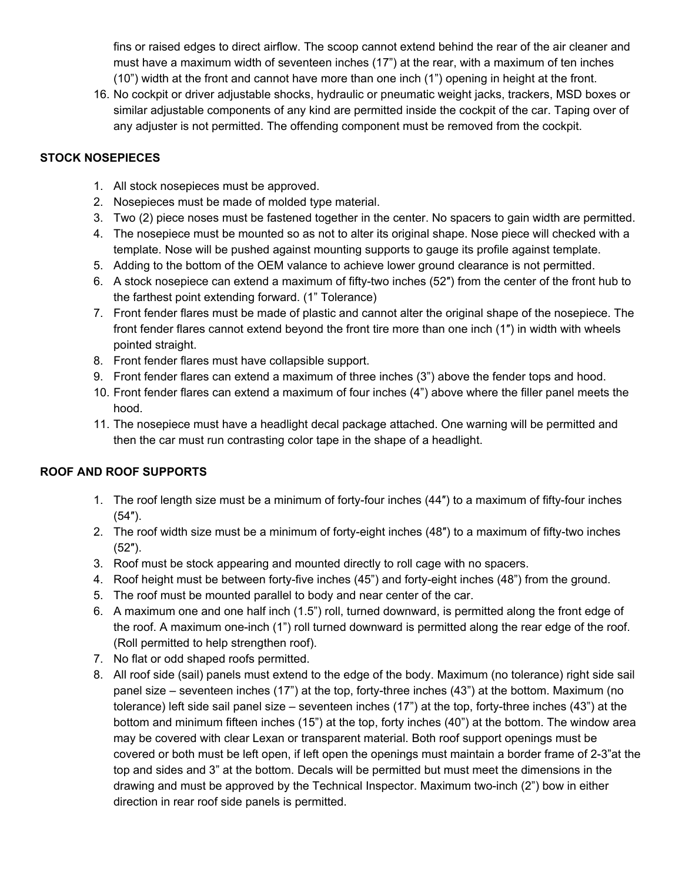fins or raised edges to direct airflow. The scoop cannot extend behind the rear of the air cleaner and must have a maximum width of seventeen inches (17") at the rear, with a maximum of ten inches (10") width at the front and cannot have more than one inch (1") opening in height at the front.

16. No cockpit or driver adjustable shocks, hydraulic or pneumatic weight jacks, trackers, MSD boxes or similar adjustable components of any kind are permitted inside the cockpit of the car. Taping over of any adjuster is not permitted. The offending component must be removed from the cockpit.

**STOCK NOSEPIECES**

1. All stock nosepieces must be approved.
2. Nosepieces must be made of molded type material.
3. Two (2) piece noses must be fastened together in the center. No spacers to gain width are permitted.
4. The nosepiece must be mounted so as not to alter its original shape. Nose piece will checked with a template. Nose will be pushed against mounting supports to gauge its profile against template.
5. Adding to the bottom of the OEM valance to achieve lower ground clearance is not permitted.
6. A stock nosepiece can extend a maximum of fifty-two inches (52″) from the center of the front hub to the farthest point extending forward. (1" Tolerance)
7. Front fender flares must be made of plastic and cannot alter the original shape of the nosepiece. The front fender flares cannot extend beyond the front tire more than one inch (1″) in width with wheels pointed straight.
8. Front fender flares must have collapsible support.
9. Front fender flares can extend a maximum of three inches (3") above the fender tops and hood.
10. Front fender flares can extend a maximum of four inches (4") above where the filler panel meets the hood.
11. The nosepiece must have a headlight decal package attached. One warning will be permitted and then the car must run contrasting color tape in the shape of a headlight.

**ROOF AND ROOF SUPPORTS**

1. The roof length size must be a minimum of forty-four inches (44″) to a maximum of fifty-four inches (54″).
2. The roof width size must be a minimum of forty-eight inches (48″) to a maximum of fifty-two inches (52″).
3. Roof must be stock appearing and mounted directly to roll cage with no spacers.
4. Roof height must be between forty-five inches (45") and forty-eight inches (48") from the ground.
5. The roof must be mounted parallel to body and near center of the car.
6. A maximum one and one half inch (1.5") roll, turned downward, is permitted along the front edge of the roof. A maximum one-inch (1") roll turned downward is permitted along the rear edge of the roof. (Roll permitted to help strengthen roof).
7. No flat or odd shaped roofs permitted.
8. All roof side (sail) panels must extend to the edge of the body. Maximum (no tolerance) right side sail panel size – seventeen inches (17") at the top, forty-three inches (43") at the bottom. Maximum (no tolerance) left side sail panel size – seventeen inches (17") at the top, forty-three inches (43") at the bottom and minimum fifteen inches (15") at the top, forty inches (40") at the bottom. The window area may be covered with clear Lexan or transparent material. Both roof support openings must be covered or both must be left open, if left open the openings must maintain a border frame of 2-3"at the top and sides and 3" at the bottom. Decals will be permitted but must meet the dimensions in the drawing and must be approved by the Technical Inspector. Maximum two-inch (2") bow in either direction in rear roof side panels is permitted.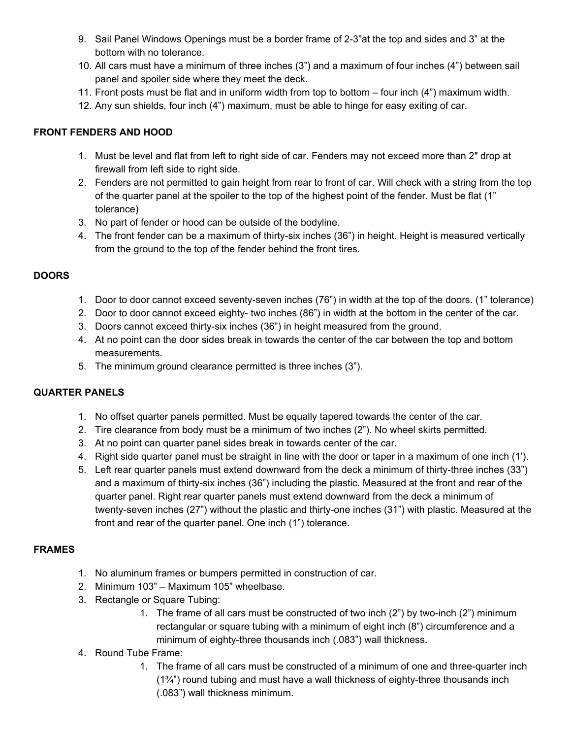9. Sail Panel Windows Openings must be a border frame of 2-3"at the top and sides and 3" at the bottom with no tolerance.
10. All cars must have a minimum of three inches (3") and a maximum of four inches (4") between sail panel and spoiler side where they meet the deck.
11. Front posts must be flat and in uniform width from top to bottom – four inch (4") maximum width.
12. Any sun shields, four inch (4") maximum, must be able to hinge for easy exiting of car.

**FRONT FENDERS AND HOOD**

1. Must be level and flat from left to right side of car. Fenders may not exceed more than 2″ drop at firewall from left side to right side.
2. Fenders are not permitted to gain height from rear to front of car. Will check with a string from the top of the quarter panel at the spoiler to the top of the highest point of the fender. Must be flat (1" tolerance)
3. No part of fender or hood can be outside of the bodyline.
4. The front fender can be a maximum of thirty-six inches (36") in height. Height is measured vertically from the ground to the top of the fender behind the front tires.

**DOORS**

1. Door to door cannot exceed seventy-seven inches (76") in width at the top of the doors. (1" tolerance)
2. Door to door cannot exceed eighty- two inches (86") in width at the bottom in the center of the car.
3. Doors cannot exceed thirty-six inches (36") in height measured from the ground.
4. At no point can the door sides break in towards the center of the car between the top and bottom measurements.
5. The minimum ground clearance permitted is three inches (3").

**QUARTER PANELS**

1. No offset quarter panels permitted. Must be equally tapered towards the center of the car.
2. Tire clearance from body must be a minimum of two inches (2"). No wheel skirts permitted.
3. At no point can quarter panel sides break in towards center of the car.
4. Right side quarter panel must be straight in line with the door or taper in a maximum of one inch (1').
5. Left rear quarter panels must extend downward from the deck a minimum of thirty-three inches (33") and a maximum of thirty-six inches (36") including the plastic. Measured at the front and rear of the quarter panel. Right rear quarter panels must extend downward from the deck a minimum of twenty-seven inches (27") without the plastic and thirty-one inches (31") with plastic. Measured at the front and rear of the quarter panel. One inch (1") tolerance.

**FRAMES**

1. No aluminum frames or bumpers permitted in construction of car.
2. Minimum 103" – Maximum 105" wheelbase.
3. Rectangle or Square Tubing:
    1. The frame of all cars must be constructed of two inch (2") by two-inch (2") minimum rectangular or square tubing with a minimum of eight inch (8") circumference and a minimum of eighty-three thousands inch (.083") wall thickness.
4. Round Tube Frame:
    1. The frame of all cars must be constructed of a minimum of one and three-quarter inch (1¾") round tubing and must have a wall thickness of eighty-three thousands inch (.083") wall thickness minimum.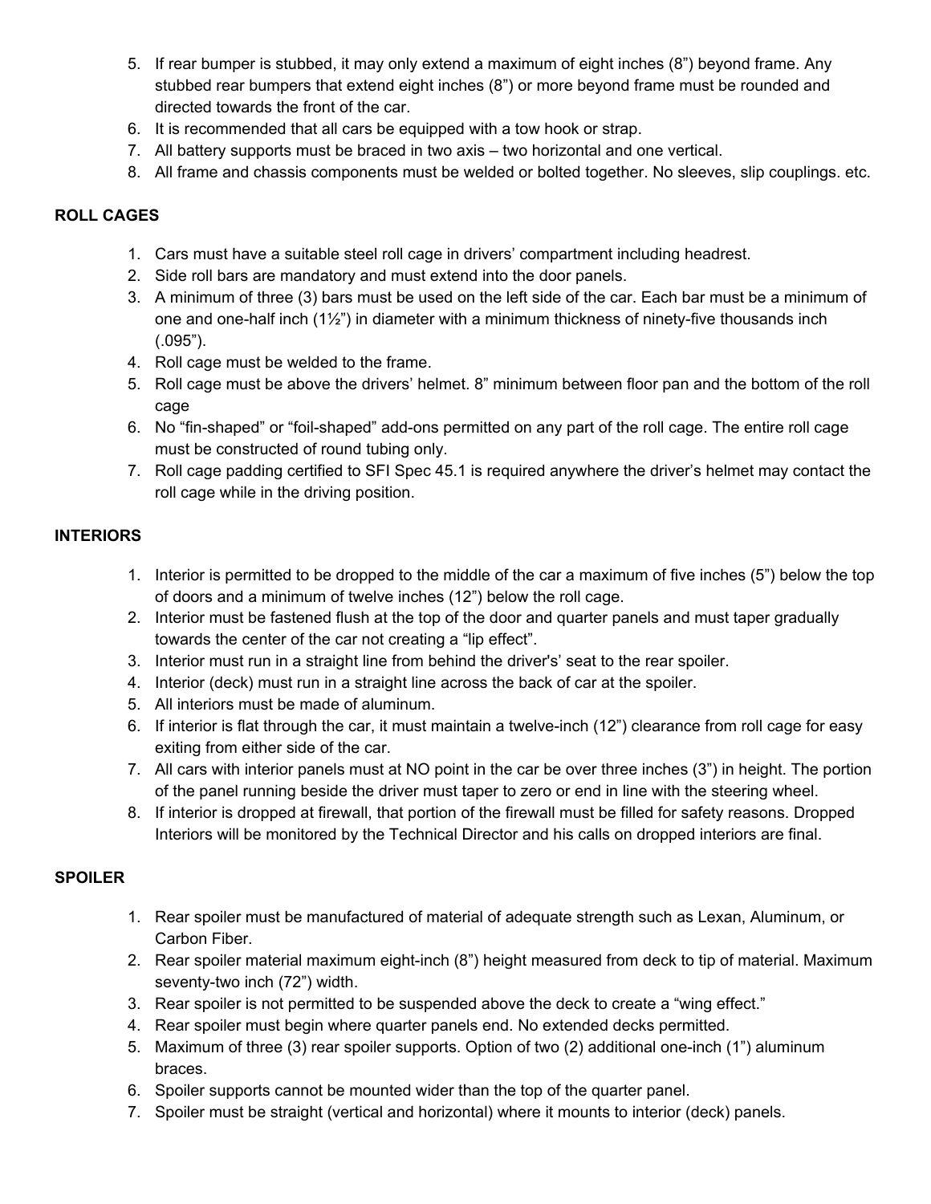5. If rear bumper is stubbed, it may only extend a maximum of eight inches (8”) beyond frame. Any stubbed rear bumpers that extend eight inches (8”) or more beyond frame must be rounded and directed towards the front of the car.
6. It is recommended that all cars be equipped with a tow hook or strap.
7. All battery supports must be braced in two axis – two horizontal and one vertical.
8. All frame and chassis components must be welded or bolted together. No sleeves, slip couplings. etc.

**ROLL CAGES**

1. Cars must have a suitable steel roll cage in drivers’ compartment including headrest.
2. Side roll bars are mandatory and must extend into the door panels.
3. A minimum of three (3) bars must be used on the left side of the car. Each bar must be a minimum of one and one-half inch (1½”) in diameter with a minimum thickness of ninety-five thousands inch (.095”).
4. Roll cage must be welded to the frame.
5. Roll cage must be above the drivers’ helmet. 8” minimum between floor pan and the bottom of the roll cage
6. No “fin-shaped” or “foil-shaped” add-ons permitted on any part of the roll cage. The entire roll cage must be constructed of round tubing only.
7. Roll cage padding certified to SFI Spec 45.1 is required anywhere the driver’s helmet may contact the roll cage while in the driving position.

**INTERIORS**

1. Interior is permitted to be dropped to the middle of the car a maximum of five inches (5”) below the top of doors and a minimum of twelve inches (12”) below the roll cage.
2. Interior must be fastened flush at the top of the door and quarter panels and must taper gradually towards the center of the car not creating a “lip effect”.
3. Interior must run in a straight line from behind the driver's’ seat to the rear spoiler.
4. Interior (deck) must run in a straight line across the back of car at the spoiler.
5. All interiors must be made of aluminum.
6. If interior is flat through the car, it must maintain a twelve-inch (12”) clearance from roll cage for easy exiting from either side of the car.
7. All cars with interior panels must at NO point in the car be over three inches (3”) in height. The portion of the panel running beside the driver must taper to zero or end in line with the steering wheel.
8. If interior is dropped at firewall, that portion of the firewall must be filled for safety reasons. Dropped Interiors will be monitored by the Technical Director and his calls on dropped interiors are final.

**SPOILER**

1. Rear spoiler must be manufactured of material of adequate strength such as Lexan, Aluminum, or Carbon Fiber.
2. Rear spoiler material maximum eight-inch (8”) height measured from deck to tip of material. Maximum seventy-two inch (72”) width.
3. Rear spoiler is not permitted to be suspended above the deck to create a “wing effect.”
4. Rear spoiler must begin where quarter panels end. No extended decks permitted.
5. Maximum of three (3) rear spoiler supports. Option of two (2) additional one-inch (1”) aluminum braces.
6. Spoiler supports cannot be mounted wider than the top of the quarter panel.
7. Spoiler must be straight (vertical and horizontal) where it mounts to interior (deck) panels.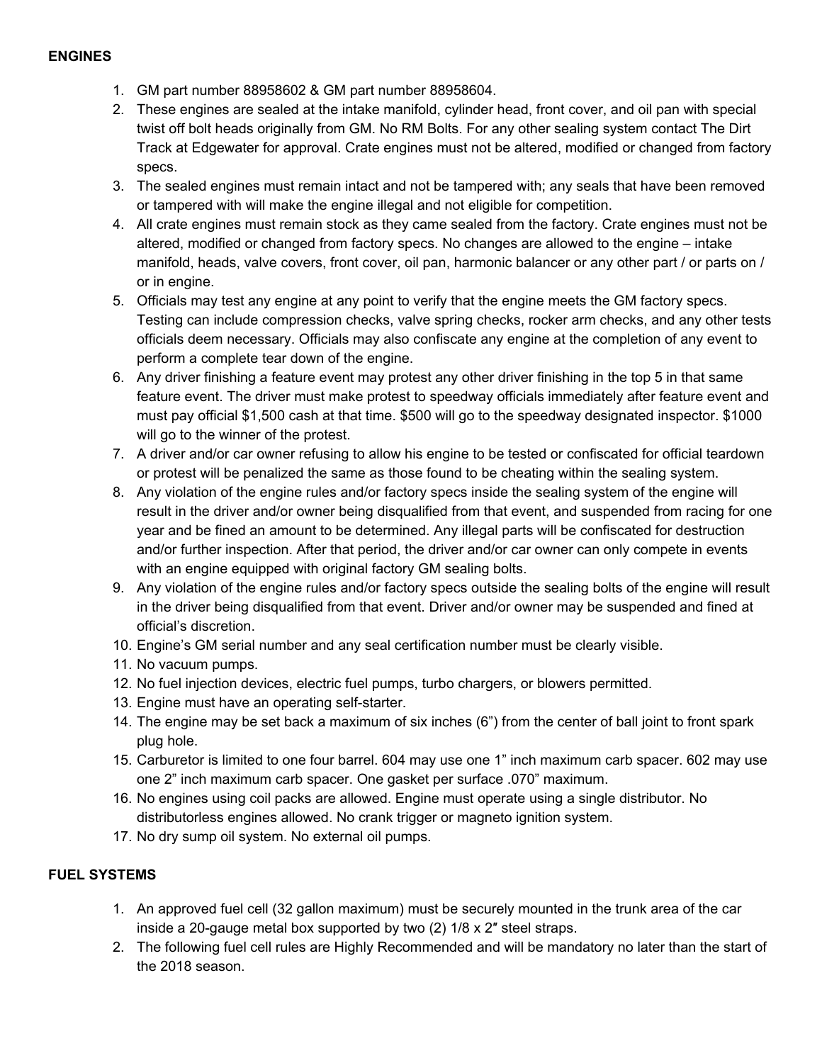## ENGINES

1. GM part number 88958602 & GM part number 88958604.
2. These engines are sealed at the intake manifold, cylinder head, front cover, and oil pan with special twist off bolt heads originally from GM. No RM Bolts. For any other sealing system contact The Dirt Track at Edgewater for approval. Crate engines must not be altered, modified or changed from factory specs.
3. The sealed engines must remain intact and not be tampered with; any seals that have been removed or tampered with will make the engine illegal and not eligible for competition.
4. All crate engines must remain stock as they came sealed from the factory. Crate engines must not be altered, modified or changed from factory specs. No changes are allowed to the engine – intake manifold, heads, valve covers, front cover, oil pan, harmonic balancer or any other part / or parts on / or in engine.
5. Officials may test any engine at any point to verify that the engine meets the GM factory specs. Testing can include compression checks, valve spring checks, rocker arm checks, and any other tests officials deem necessary. Officials may also confiscate any engine at the completion of any event to perform a complete tear down of the engine.
6. Any driver finishing a feature event may protest any other driver finishing in the top 5 in that same feature event. The driver must make protest to speedway officials immediately after feature event and must pay official $1,500 cash at that time. $500 will go to the speedway designated inspector. $1000 will go to the winner of the protest.
7. A driver and/or car owner refusing to allow his engine to be tested or confiscated for official teardown or protest will be penalized the same as those found to be cheating within the sealing system.
8. Any violation of the engine rules and/or factory specs inside the sealing system of the engine will result in the driver and/or owner being disqualified from that event, and suspended from racing for one year and be fined an amount to be determined. Any illegal parts will be confiscated for destruction and/or further inspection. After that period, the driver and/or car owner can only compete in events with an engine equipped with original factory GM sealing bolts.
9. Any violation of the engine rules and/or factory specs outside the sealing bolts of the engine will result in the driver being disqualified from that event. Driver and/or owner may be suspended and fined at official's discretion.
10. Engine's GM serial number and any seal certification number must be clearly visible.
11. No vacuum pumps.
12. No fuel injection devices, electric fuel pumps, turbo chargers, or blowers permitted.
13. Engine must have an operating self-starter.
14. The engine may be set back a maximum of six inches (6") from the center of ball joint to front spark plug hole.
15. Carburetor is limited to one four barrel. 604 may use one 1" inch maximum carb spacer. 602 may use one 2" inch maximum carb spacer. One gasket per surface .070" maximum.
16. No engines using coil packs are allowed. Engine must operate using a single distributor. No distributorless engines allowed. No crank trigger or magneto ignition system.
17. No dry sump oil system. No external oil pumps.

## FUEL SYSTEMS

1. An approved fuel cell (32 gallon maximum) must be securely mounted in the trunk area of the car inside a 20-gauge metal box supported by two (2) 1/8 x 2″ steel straps.
2. The following fuel cell rules are Highly Recommended and will be mandatory no later than the start of the 2018 season.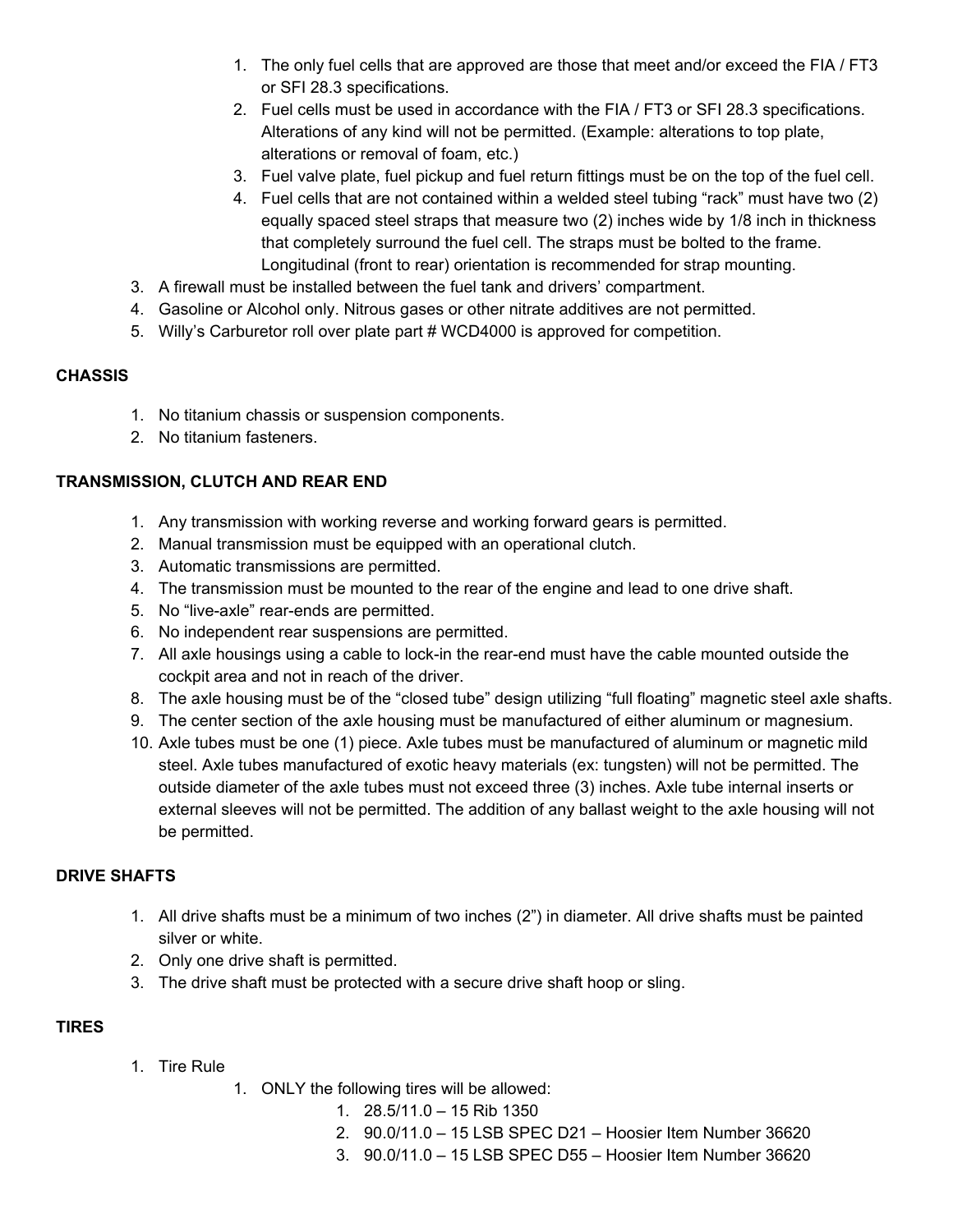1. The only fuel cells that are approved are those that meet and/or exceed the FIA / FT3 or SFI 28.3 specifications.
2. Fuel cells must be used in accordance with the FIA / FT3 or SFI 28.3 specifications. Alterations of any kind will not be permitted. (Example: alterations to top plate, alterations or removal of foam, etc.)
3. Fuel valve plate, fuel pickup and fuel return fittings must be on the top of the fuel cell.
4. Fuel cells that are not contained within a welded steel tubing “rack” must have two (2) equally spaced steel straps that measure two (2) inches wide by 1/8 inch in thickness that completely surround the fuel cell. The straps must be bolted to the frame. Longitudinal (front to rear) orientation is recommended for strap mounting.

3. A firewall must be installed between the fuel tank and drivers’ compartment.
4. Gasoline or Alcohol only. Nitrous gases or other nitrate additives are not permitted.
5. Willy’s Carburetor roll over plate part # WCD4000 is approved for competition.

**CHASSIS**

1. No titanium chassis or suspension components.
2. No titanium fasteners.

**TRANSMISSION, CLUTCH AND REAR END**

1. Any transmission with working reverse and working forward gears is permitted.
2. Manual transmission must be equipped with an operational clutch.
3. Automatic transmissions are permitted.
4. The transmission must be mounted to the rear of the engine and lead to one drive shaft.
5. No “live-axle” rear-ends are permitted.
6. No independent rear suspensions are permitted.
7. All axle housings using a cable to lock-in the rear-end must have the cable mounted outside the cockpit area and not in reach of the driver.
8. The axle housing must be of the “closed tube” design utilizing “full floating” magnetic steel axle shafts.
9. The center section of the axle housing must be manufactured of either aluminum or magnesium.
10. Axle tubes must be one (1) piece. Axle tubes must be manufactured of aluminum or magnetic mild steel. Axle tubes manufactured of exotic heavy materials (ex: tungsten) will not be permitted. The outside diameter of the axle tubes must not exceed three (3) inches. Axle tube internal inserts or external sleeves will not be permitted. The addition of any ballast weight to the axle housing will not be permitted.

**DRIVE SHAFTS**

1. All drive shafts must be a minimum of two inches (2”) in diameter. All drive shafts must be painted silver or white.
2. Only one drive shaft is permitted.
3. The drive shaft must be protected with a secure drive shaft hoop or sling.

**TIRES**

1. Tire Rule
    1. ONLY the following tires will be allowed:
        1. 28.5/11.0 – 15 Rib 1350
        2. 90.0/11.0 – 15 LSB SPEC D21 – Hoosier Item Number 36620
        3. 90.0/11.0 – 15 LSB SPEC D55 – Hoosier Item Number 36620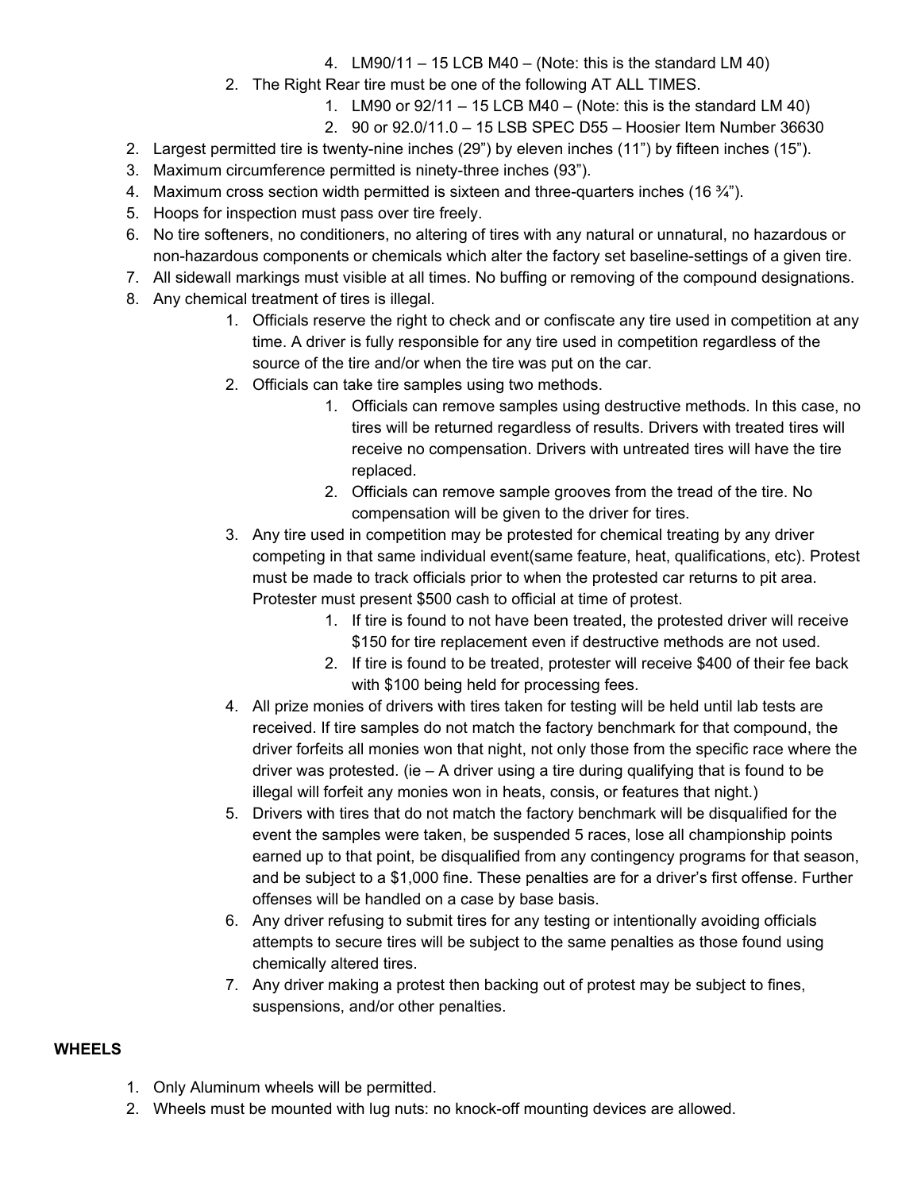4. LM90/11 – 15 LCB M40 – (Note: this is the standard LM 40)
    2. The Right Rear tire must be one of the following AT ALL TIMES.
        1. LM90 or 92/11 – 15 LCB M40 – (Note: this is the standard LM 40)
        2. 90 or 92.0/11.0 – 15 LSB SPEC D55 – Hoosier Item Number 36630
2. Largest permitted tire is twenty-nine inches (29") by eleven inches (11") by fifteen inches (15").
3. Maximum circumference permitted is ninety-three inches (93").
4. Maximum cross section width permitted is sixteen and three-quarters inches (16 ¾").
5. Hoops for inspection must pass over tire freely.
6. No tire softeners, no conditioners, no altering of tires with any natural or unnatural, no hazardous or non-hazardous components or chemicals which alter the factory set baseline-settings of a given tire.
7. All sidewall markings must visible at all times. No buffing or removing of the compound designations.
8. Any chemical treatment of tires is illegal.
    1. Officials reserve the right to check and or confiscate any tire used in competition at any time. A driver is fully responsible for any tire used in competition regardless of the source of the tire and/or when the tire was put on the car.
    2. Officials can take tire samples using two methods.
        1. Officials can remove samples using destructive methods. In this case, no tires will be returned regardless of results. Drivers with treated tires will receive no compensation. Drivers with untreated tires will have the tire replaced.
        2. Officials can remove sample grooves from the tread of the tire. No compensation will be given to the driver for tires.
    3. Any tire used in competition may be protested for chemical treating by any driver competing in that same individual event(same feature, heat, qualifications, etc). Protest must be made to track officials prior to when the protested car returns to pit area. Protester must present $500 cash to official at time of protest.
        1. If tire is found to not have been treated, the protested driver will receive $150 for tire replacement even if destructive methods are not used.
        2. If tire is found to be treated, protester will receive $400 of their fee back with $100 being held for processing fees.
    4. All prize monies of drivers with tires taken for testing will be held until lab tests are received. If tire samples do not match the factory benchmark for that compound, the driver forfeits all monies won that night, not only those from the specific race where the driver was protested. (ie – A driver using a tire during qualifying that is found to be illegal will forfeit any monies won in heats, consis, or features that night.)
    5. Drivers with tires that do not match the factory benchmark will be disqualified for the event the samples were taken, be suspended 5 races, lose all championship points earned up to that point, be disqualified from any contingency programs for that season, and be subject to a $1,000 fine. These penalties are for a driver's first offense. Further offenses will be handled on a case by base basis.
    6. Any driver refusing to submit tires for any testing or intentionally avoiding officials attempts to secure tires will be subject to the same penalties as those found using chemically altered tires.
    7. Any driver making a protest then backing out of protest may be subject to fines, suspensions, and/or other penalties.

**WHEELS**

1. Only Aluminum wheels will be permitted.
2. Wheels must be mounted with lug nuts: no knock-off mounting devices are allowed.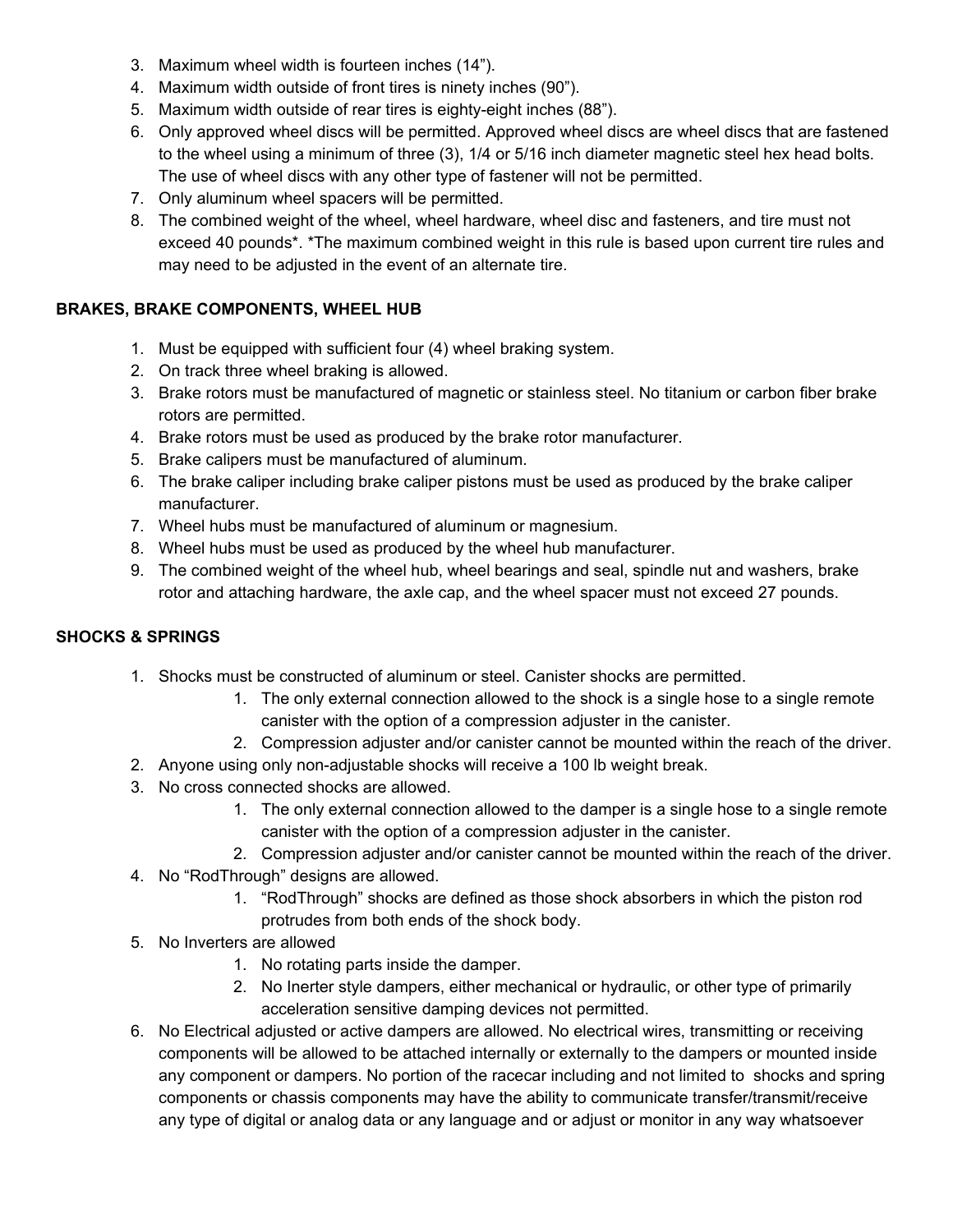3. Maximum wheel width is fourteen inches (14”).
4. Maximum width outside of front tires is ninety inches (90”).
5. Maximum width outside of rear tires is eighty-eight inches (88”).
6. Only approved wheel discs will be permitted. Approved wheel discs are wheel discs that are fastened to the wheel using a minimum of three (3), 1/4 or 5/16 inch diameter magnetic steel hex head bolts. The use of wheel discs with any other type of fastener will not be permitted.
7. Only aluminum wheel spacers will be permitted.
8. The combined weight of the wheel, wheel hardware, wheel disc and fasteners, and tire must not exceed 40 pounds*. *The maximum combined weight in this rule is based upon current tire rules and may need to be adjusted in the event of an alternate tire.

**BRAKES, BRAKE COMPONENTS, WHEEL HUB**

1. Must be equipped with sufficient four (4) wheel braking system.
2. On track three wheel braking is allowed.
3. Brake rotors must be manufactured of magnetic or stainless steel. No titanium or carbon fiber brake rotors are permitted.
4. Brake rotors must be used as produced by the brake rotor manufacturer.
5. Brake calipers must be manufactured of aluminum.
6. The brake caliper including brake caliper pistons must be used as produced by the brake caliper manufacturer.
7. Wheel hubs must be manufactured of aluminum or magnesium.
8. Wheel hubs must be used as produced by the wheel hub manufacturer.
9. The combined weight of the wheel hub, wheel bearings and seal, spindle nut and washers, brake rotor and attaching hardware, the axle cap, and the wheel spacer must not exceed 27 pounds.

**SHOCKS & SPRINGS**

1. Shocks must be constructed of aluminum or steel. Canister shocks are permitted.
    1. The only external connection allowed to the shock is a single hose to a single remote canister with the option of a compression adjuster in the canister.
    2. Compression adjuster and/or canister cannot be mounted within the reach of the driver.
2. Anyone using only non-adjustable shocks will receive a 100 lb weight break.
3. No cross connected shocks are allowed.
    1. The only external connection allowed to the damper is a single hose to a single remote canister with the option of a compression adjuster in the canister.
    2. Compression adjuster and/or canister cannot be mounted within the reach of the driver.
4. No “RodThrough” designs are allowed.
    1. “RodThrough” shocks are defined as those shock absorbers in which the piston rod protrudes from both ends of the shock body.
5. No Inverters are allowed
    1. No rotating parts inside the damper.
    2. No Inerter style dampers, either mechanical or hydraulic, or other type of primarily acceleration sensitive damping devices not permitted.
6. No Electrical adjusted or active dampers are allowed. No electrical wires, transmitting or receiving components will be allowed to be attached internally or externally to the dampers or mounted inside any component or dampers. No portion of the racecar including and not limited to shocks and spring components or chassis components may have the ability to communicate transfer/transmit/receive any type of digital or analog data or any language and or adjust or monitor in any way whatsoever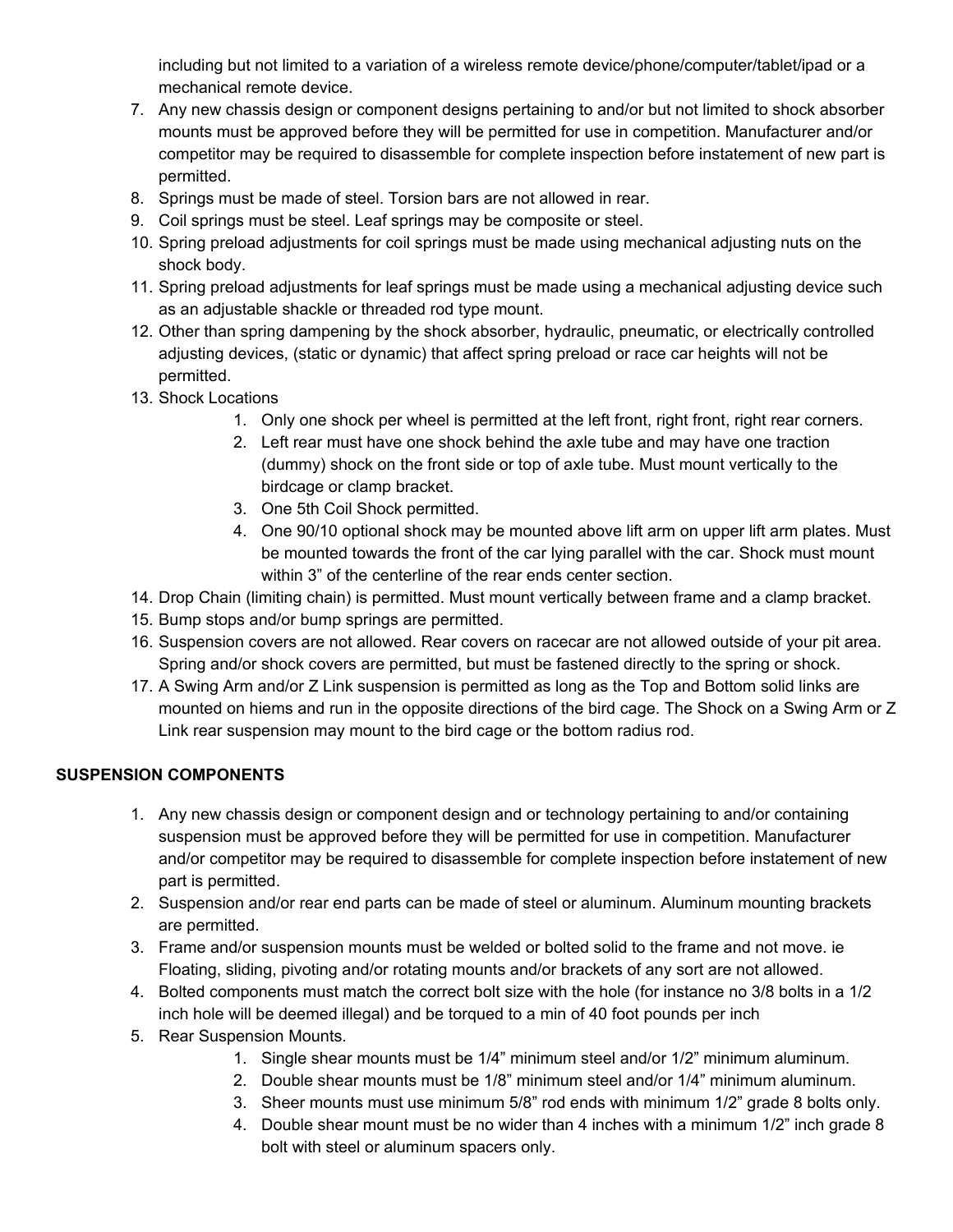including but not limited to a variation of a wireless remote device/phone/computer/tablet/ipad or a mechanical remote device.

7. Any new chassis design or component designs pertaining to and/or but not limited to shock absorber mounts must be approved before they will be permitted for use in competition. Manufacturer and/or competitor may be required to disassemble for complete inspection before instatement of new part is permitted.
8. Springs must be made of steel. Torsion bars are not allowed in rear.
9. Coil springs must be steel. Leaf springs may be composite or steel.
10. Spring preload adjustments for coil springs must be made using mechanical adjusting nuts on the shock body.
11. Spring preload adjustments for leaf springs must be made using a mechanical adjusting device such as an adjustable shackle or threaded rod type mount.
12. Other than spring dampening by the shock absorber, hydraulic, pneumatic, or electrically controlled adjusting devices, (static or dynamic) that affect spring preload or race car heights will not be permitted.
13. Shock Locations
    1. Only one shock per wheel is permitted at the left front, right front, right rear corners.
    2. Left rear must have one shock behind the axle tube and may have one traction (dummy) shock on the front side or top of axle tube. Must mount vertically to the birdcage or clamp bracket.
    3. One 5th Coil Shock permitted.
    4. One 90/10 optional shock may be mounted above lift arm on upper lift arm plates. Must be mounted towards the front of the car lying parallel with the car. Shock must mount within 3" of the centerline of the rear ends center section.
14. Drop Chain (limiting chain) is permitted. Must mount vertically between frame and a clamp bracket.
15. Bump stops and/or bump springs are permitted.
16. Suspension covers are not allowed. Rear covers on racecar are not allowed outside of your pit area. Spring and/or shock covers are permitted, but must be fastened directly to the spring or shock.
17. A Swing Arm and/or Z Link suspension is permitted as long as the Top and Bottom solid links are mounted on hiems and run in the opposite directions of the bird cage. The Shock on a Swing Arm or Z Link rear suspension may mount to the bird cage or the bottom radius rod.

**SUSPENSION COMPONENTS**

1. Any new chassis design or component design and or technology pertaining to and/or containing suspension must be approved before they will be permitted for use in competition. Manufacturer and/or competitor may be required to disassemble for complete inspection before instatement of new part is permitted.
2. Suspension and/or rear end parts can be made of steel or aluminum. Aluminum mounting brackets are permitted.
3. Frame and/or suspension mounts must be welded or bolted solid to the frame and not move. ie Floating, sliding, pivoting and/or rotating mounts and/or brackets of any sort are not allowed.
4. Bolted components must match the correct bolt size with the hole (for instance no 3/8 bolts in a 1/2 inch hole will be deemed illegal) and be torqued to a min of 40 foot pounds per inch
5. Rear Suspension Mounts.
    1. Single shear mounts must be 1/4" minimum steel and/or 1/2" minimum aluminum.
    2. Double shear mounts must be 1/8" minimum steel and/or 1/4" minimum aluminum.
    3. Sheer mounts must use minimum 5/8" rod ends with minimum 1/2" grade 8 bolts only.
    4. Double shear mount must be no wider than 4 inches with a minimum 1/2" inch grade 8 bolt with steel or aluminum spacers only.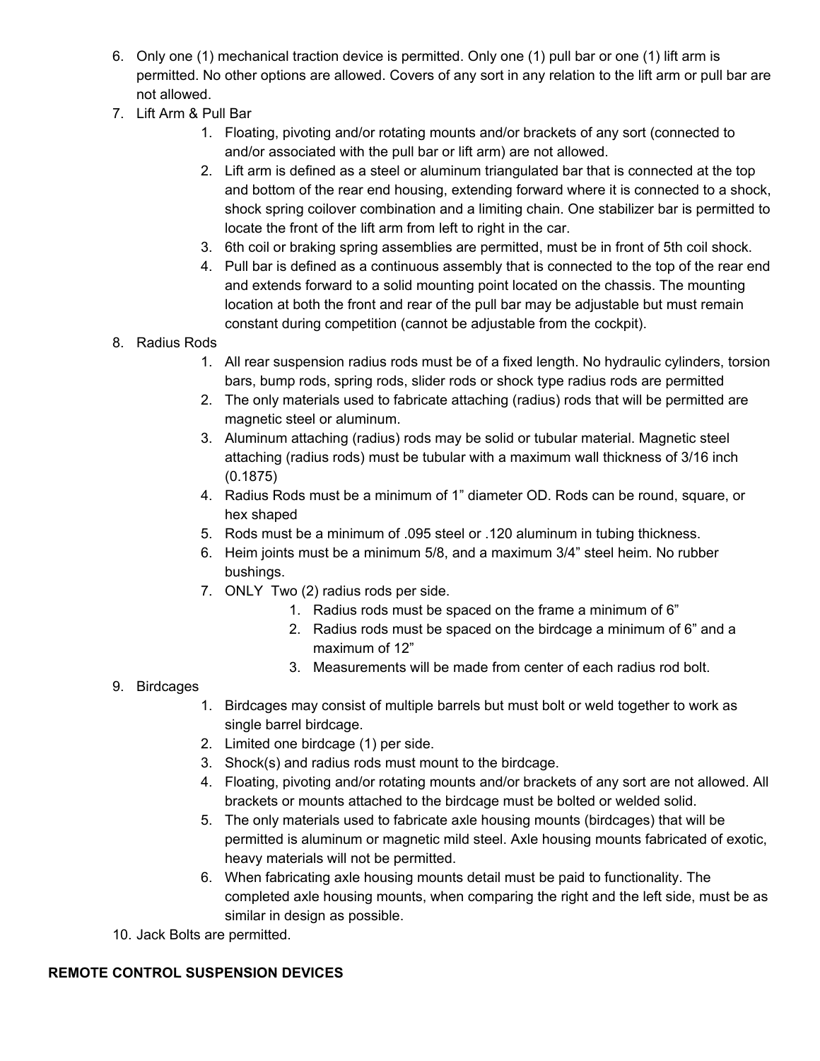6. Only one (1) mechanical traction device is permitted. Only one (1) pull bar or one (1) lift arm is permitted. No other options are allowed. Covers of any sort in any relation to the lift arm or pull bar are not allowed.
7. Lift Arm & Pull Bar
    1. Floating, pivoting and/or rotating mounts and/or brackets of any sort (connected to and/or associated with the pull bar or lift arm) are not allowed.
    2. Lift arm is defined as a steel or aluminum triangulated bar that is connected at the top and bottom of the rear end housing, extending forward where it is connected to a shock, shock spring coilover combination and a limiting chain. One stabilizer bar is permitted to locate the front of the lift arm from left to right in the car.
    3. 6th coil or braking spring assemblies are permitted, must be in front of 5th coil shock.
    4. Pull bar is defined as a continuous assembly that is connected to the top of the rear end and extends forward to a solid mounting point located on the chassis. The mounting location at both the front and rear of the pull bar may be adjustable but must remain constant during competition (cannot be adjustable from the cockpit).
8. Radius Rods
    1. All rear suspension radius rods must be of a fixed length. No hydraulic cylinders, torsion bars, bump rods, spring rods, slider rods or shock type radius rods are permitted
    2. The only materials used to fabricate attaching (radius) rods that will be permitted are magnetic steel or aluminum.
    3. Aluminum attaching (radius) rods may be solid or tubular material. Magnetic steel attaching (radius rods) must be tubular with a maximum wall thickness of 3/16 inch (0.1875)
    4. Radius Rods must be a minimum of 1" diameter OD. Rods can be round, square, or hex shaped
    5. Rods must be a minimum of .095 steel or .120 aluminum in tubing thickness.
    6. Heim joints must be a minimum 5/8, and a maximum 3/4" steel heim. No rubber bushings.
    7. ONLY Two (2) radius rods per side.
        1. Radius rods must be spaced on the frame a minimum of 6"
        2. Radius rods must be spaced on the birdcage a minimum of 6" and a maximum of 12"
        3. Measurements will be made from center of each radius rod bolt.
9. Birdcages
    1. Birdcages may consist of multiple barrels but must bolt or weld together to work as single barrel birdcage.
    2. Limited one birdcage (1) per side.
    3. Shock(s) and radius rods must mount to the birdcage.
    4. Floating, pivoting and/or rotating mounts and/or brackets of any sort are not allowed. All brackets or mounts attached to the birdcage must be bolted or welded solid.
    5. The only materials used to fabricate axle housing mounts (birdcages) that will be permitted is aluminum or magnetic mild steel. Axle housing mounts fabricated of exotic, heavy materials will not be permitted.
    6. When fabricating axle housing mounts detail must be paid to functionality. The completed axle housing mounts, when comparing the right and the left side, must be as similar in design as possible.
10. Jack Bolts are permitted.

**REMOTE CONTROL SUSPENSION DEVICES**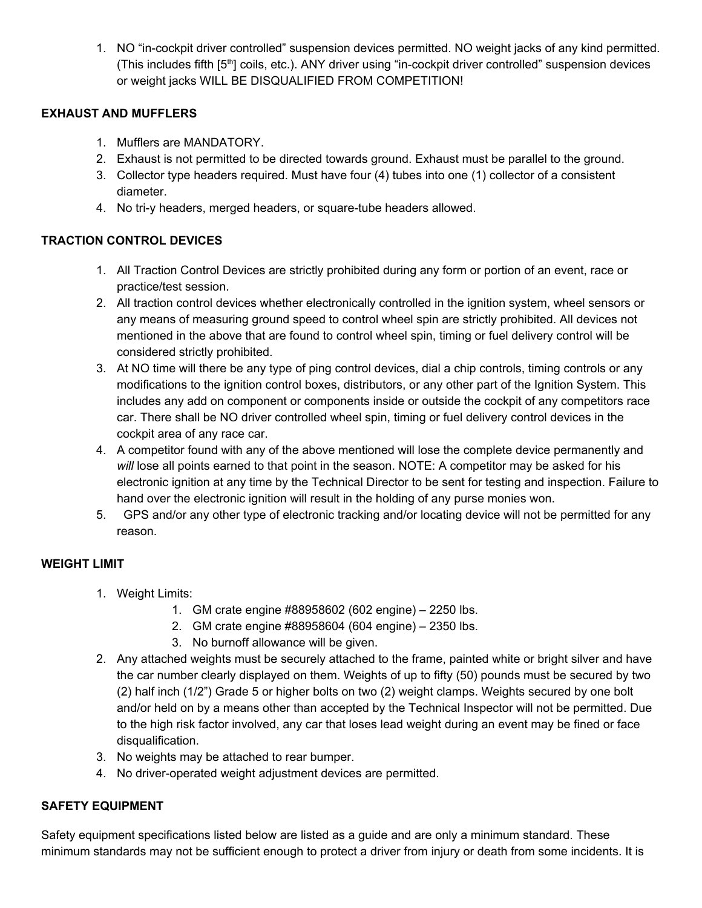1. NO “in-cockpit driver controlled” suspension devices permitted. NO weight jacks of any kind permitted. (This includes fifth [5th] coils, etc.). ANY driver using “in-cockpit driver controlled” suspension devices or weight jacks WILL BE DISQUALIFIED FROM COMPETITION!

**EXHAUST AND MUFFLERS**

1. Mufflers are MANDATORY.
2. Exhaust is not permitted to be directed towards ground. Exhaust must be parallel to the ground.
3. Collector type headers required. Must have four (4) tubes into one (1) collector of a consistent diameter.
4. No tri-y headers, merged headers, or square-tube headers allowed.

**TRACTION CONTROL DEVICES**

1. All Traction Control Devices are strictly prohibited during any form or portion of an event, race or practice/test session.
2. All traction control devices whether electronically controlled in the ignition system, wheel sensors or any means of measuring ground speed to control wheel spin are strictly prohibited. All devices not mentioned in the above that are found to control wheel spin, timing or fuel delivery control will be considered strictly prohibited.
3. At NO time will there be any type of ping control devices, dial a chip controls, timing controls or any modifications to the ignition control boxes, distributors, or any other part of the Ignition System. This includes any add on component or components inside or outside the cockpit of any competitors race car. There shall be NO driver controlled wheel spin, timing or fuel delivery control devices in the cockpit area of any race car.
4. A competitor found with any of the above mentioned will lose the complete device permanently and *will* lose all points earned to that point in the season. NOTE: A competitor may be asked for his electronic ignition at any time by the Technical Director to be sent for testing and inspection. Failure to hand over the electronic ignition will result in the holding of any purse monies won.
5. GPS and/or any other type of electronic tracking and/or locating device will not be permitted for any reason.

**WEIGHT LIMIT**

1. Weight Limits:
    1. GM crate engine #88958602 (602 engine) – 2250 lbs.
    2. GM crate engine #88958604 (604 engine) – 2350 lbs.
    3. No burnoff allowance will be given.
2. Any attached weights must be securely attached to the frame, painted white or bright silver and have the car number clearly displayed on them. Weights of up to fifty (50) pounds must be secured by two (2) half inch (1/2”) Grade 5 or higher bolts on two (2) weight clamps. Weights secured by one bolt and/or held on by a means other than accepted by the Technical Inspector will not be permitted. Due to the high risk factor involved, any car that loses lead weight during an event may be fined or face disqualification.
3. No weights may be attached to rear bumper.
4. No driver-operated weight adjustment devices are permitted.

**SAFETY EQUIPMENT**

Safety equipment specifications listed below are listed as a guide and are only a minimum standard. These minimum standards may not be sufficient enough to protect a driver from injury or death from some incidents. It is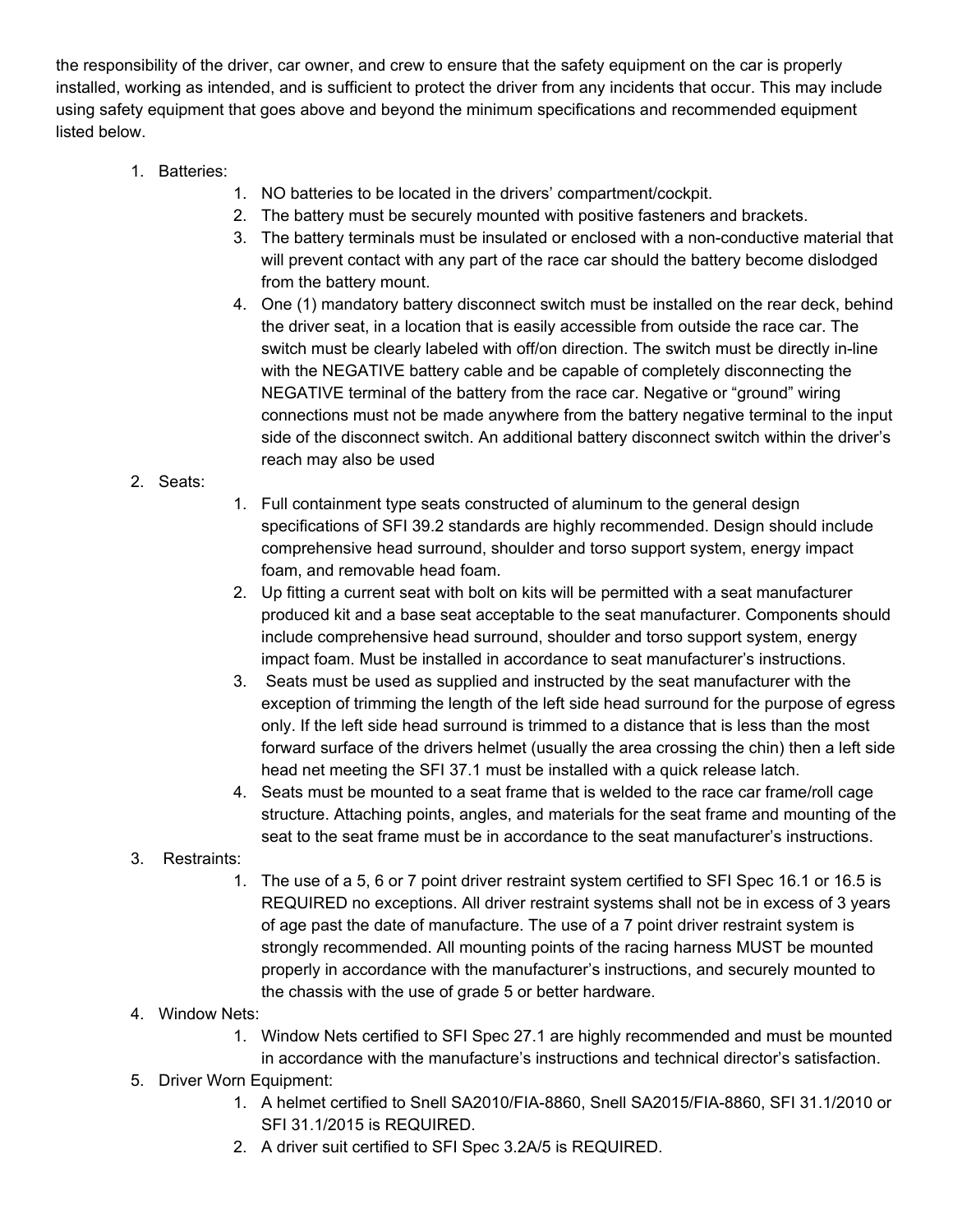the responsibility of the driver, car owner, and crew to ensure that the safety equipment on the car is properly installed, working as intended, and is sufficient to protect the driver from any incidents that occur. This may include using safety equipment that goes above and beyond the minimum specifications and recommended equipment listed below.

1. Batteries:
    1. NO batteries to be located in the drivers' compartment/cockpit.
    2. The battery must be securely mounted with positive fasteners and brackets.
    3. The battery terminals must be insulated or enclosed with a non-conductive material that will prevent contact with any part of the race car should the battery become dislodged from the battery mount.
    4. One (1) mandatory battery disconnect switch must be installed on the rear deck, behind the driver seat, in a location that is easily accessible from outside the race car. The switch must be clearly labeled with off/on direction. The switch must be directly in-line with the NEGATIVE battery cable and be capable of completely disconnecting the NEGATIVE terminal of the battery from the race car. Negative or "ground" wiring connections must not be made anywhere from the battery negative terminal to the input side of the disconnect switch. An additional battery disconnect switch within the driver's reach may also be used
2. Seats:
    1. Full containment type seats constructed of aluminum to the general design specifications of SFI 39.2 standards are highly recommended. Design should include comprehensive head surround, shoulder and torso support system, energy impact foam, and removable head foam.
    2. Up fitting a current seat with bolt on kits will be permitted with a seat manufacturer produced kit and a base seat acceptable to the seat manufacturer. Components should include comprehensive head surround, shoulder and torso support system, energy impact foam. Must be installed in accordance to seat manufacturer's instructions.
    3. Seats must be used as supplied and instructed by the seat manufacturer with the exception of trimming the length of the left side head surround for the purpose of egress only. If the left side head surround is trimmed to a distance that is less than the most forward surface of the drivers helmet (usually the area crossing the chin) then a left side head net meeting the SFI 37.1 must be installed with a quick release latch.
    4. Seats must be mounted to a seat frame that is welded to the race car frame/roll cage structure. Attaching points, angles, and materials for the seat frame and mounting of the seat to the seat frame must be in accordance to the seat manufacturer's instructions.
3. Restraints:
    1. The use of a 5, 6 or 7 point driver restraint system certified to SFI Spec 16.1 or 16.5 is REQUIRED no exceptions. All driver restraint systems shall not be in excess of 3 years of age past the date of manufacture. The use of a 7 point driver restraint system is strongly recommended. All mounting points of the racing harness MUST be mounted properly in accordance with the manufacturer's instructions, and securely mounted to the chassis with the use of grade 5 or better hardware.
4. Window Nets:
    1. Window Nets certified to SFI Spec 27.1 are highly recommended and must be mounted in accordance with the manufacture's instructions and technical director's satisfaction.
5. Driver Worn Equipment:
    1. A helmet certified to Snell SA2010/FIA-8860, Snell SA2015/FIA-8860, SFI 31.1/2010 or SFI 31.1/2015 is REQUIRED.
    2. A driver suit certified to SFI Spec 3.2A/5 is REQUIRED.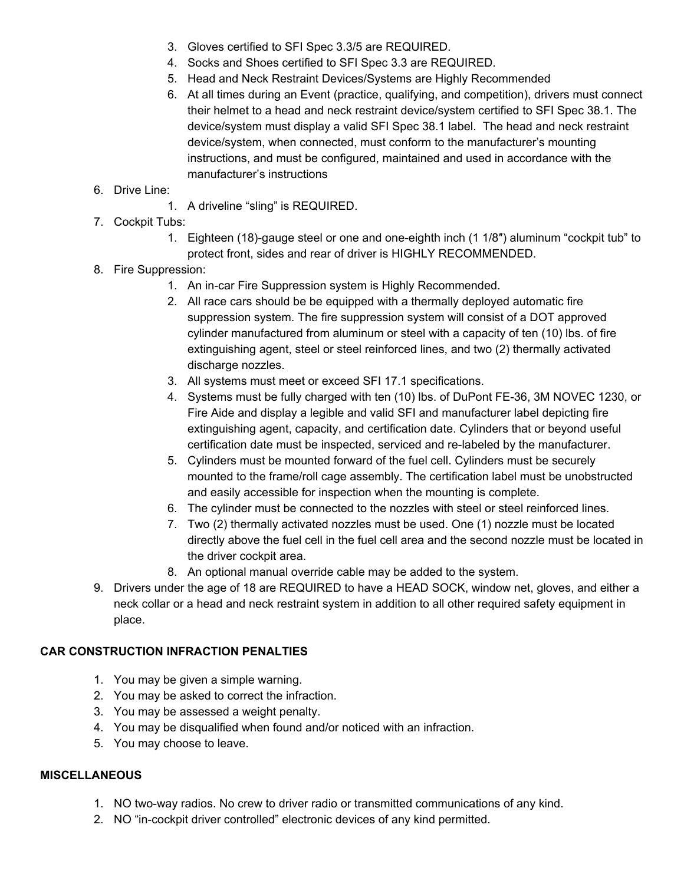3. Gloves certified to SFI Spec 3.3/5 are REQUIRED.
4. Socks and Shoes certified to SFI Spec 3.3 are REQUIRED.
5. Head and Neck Restraint Devices/Systems are Highly Recommended
6. At all times during an Event (practice, qualifying, and competition), drivers must connect their helmet to a head and neck restraint device/system certified to SFI Spec 38.1. The device/system must display a valid SFI Spec 38.1 label. The head and neck restraint device/system, when connected, must conform to the manufacturer's mounting instructions, and must be configured, maintained and used in accordance with the manufacturer's instructions

6. Drive Line:
    1. A driveline "sling" is REQUIRED.
7. Cockpit Tubs:
    1. Eighteen (18)-gauge steel or one and one-eighth inch (1 1/8″) aluminum "cockpit tub" to protect front, sides and rear of driver is HIGHLY RECOMMENDED.
8. Fire Suppression:
    1. An in-car Fire Suppression system is Highly Recommended.
    2. All race cars should be be equipped with a thermally deployed automatic fire suppression system. The fire suppression system will consist of a DOT approved cylinder manufactured from aluminum or steel with a capacity of ten (10) lbs. of fire extinguishing agent, steel or steel reinforced lines, and two (2) thermally activated discharge nozzles.
    3. All systems must meet or exceed SFI 17.1 specifications.
    4. Systems must be fully charged with ten (10) lbs. of DuPont FE-36, 3M NOVEC 1230, or Fire Aide and display a legible and valid SFI and manufacturer label depicting fire extinguishing agent, capacity, and certification date. Cylinders that or beyond useful certification date must be inspected, serviced and re-labeled by the manufacturer.
    5. Cylinders must be mounted forward of the fuel cell. Cylinders must be securely mounted to the frame/roll cage assembly. The certification label must be unobstructed and easily accessible for inspection when the mounting is complete.
    6. The cylinder must be connected to the nozzles with steel or steel reinforced lines.
    7. Two (2) thermally activated nozzles must be used. One (1) nozzle must be located directly above the fuel cell in the fuel cell area and the second nozzle must be located in the driver cockpit area.
    8. An optional manual override cable may be added to the system.
9. Drivers under the age of 18 are REQUIRED to have a HEAD SOCK, window net, gloves, and either a neck collar or a head and neck restraint system in addition to all other required safety equipment in place.

**CAR CONSTRUCTION INFRACTION PENALTIES**

1. You may be given a simple warning.
2. You may be asked to correct the infraction.
3. You may be assessed a weight penalty.
4. You may be disqualified when found and/or noticed with an infraction.
5. You may choose to leave.

**MISCELLANEOUS**

1. NO two-way radios. No crew to driver radio or transmitted communications of any kind.
2. NO "in-cockpit driver controlled" electronic devices of any kind permitted.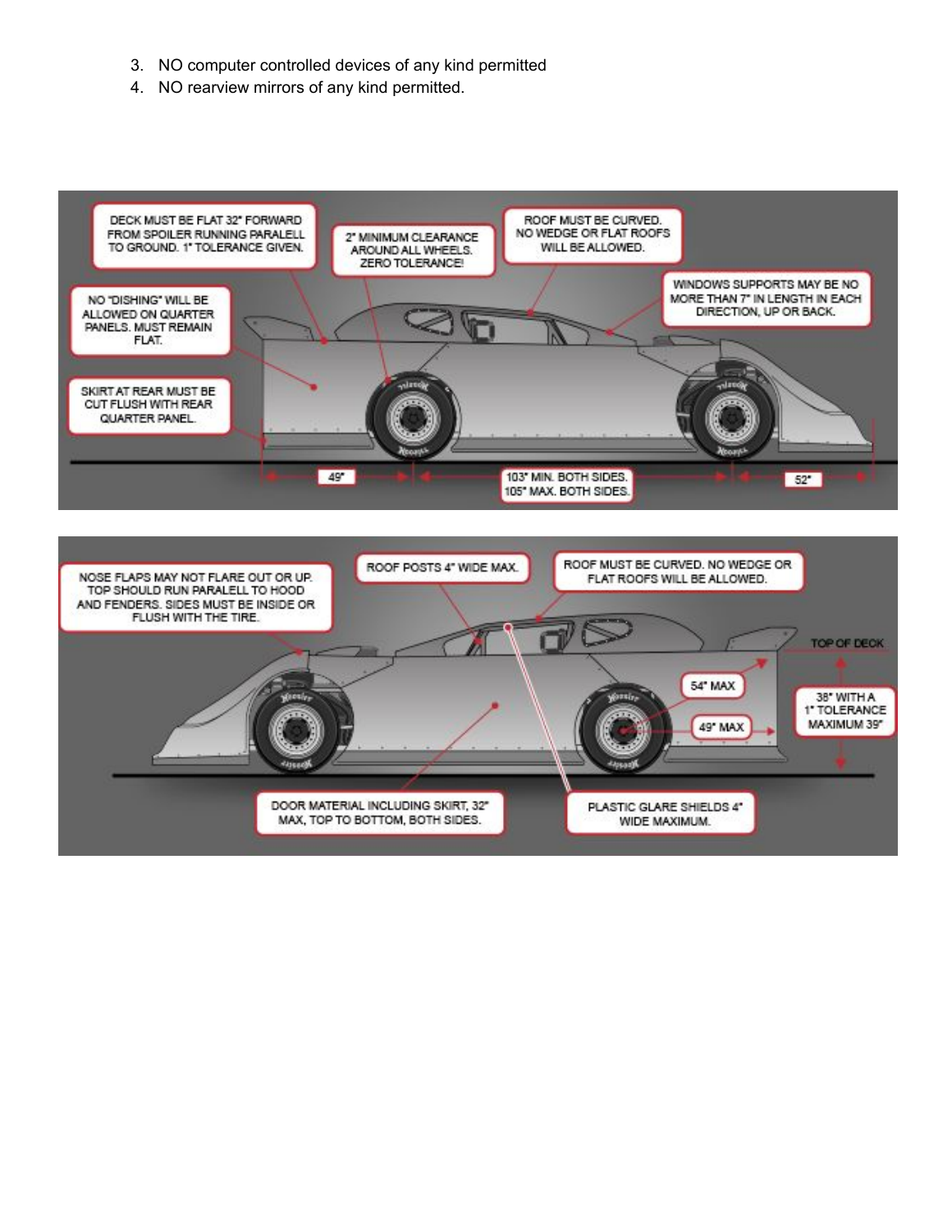3. NO computer controlled devices of any kind permitted
4. NO rearview mirrors of any kind permitted.

DECK MUST BE FLAT 32" FORWARD FROM SPOILER RUNNING PARALELL TO GROUND. 1" TOLERANCE GIVEN.

2" MINIMUM CLEARANCE AROUND ALL WHEELS. ZERO TOLERANCE!

ROOF MUST BE CURVED. NO WEDGE OR FLAT ROOFS WILL BE ALLOWED.

WINDOWS SUPPORTS MAY BE NO MORE THAN 7" IN LENGTH IN EACH DIRECTION, UP OR BACK.

NO "DISHING" WILL BE ALLOWED ON QUARTER PANELS. MUST REMAIN FLAT.

SKIRT AT REAR MUST BE CUT FLUSH WITH REAR QUARTER PANEL.

49"

103" MIN. BOTH SIDES.
105" MAX. BOTH SIDES.

52"

NOSE FLAPS MAY NOT FLARE OUT OR UP. TOP SHOULD RUN PARALELL TO HOOD AND FENDERS. SIDES MUST BE INSIDE OR FLUSH WITH THE TIRE.

ROOF POSTS 4" WIDE MAX.

ROOF MUST BE CURVED. NO WEDGE OR FLAT ROOFS WILL BE ALLOWED.

TOP OF DECK

54" MAX

49" MAX

38" WITH A 1" TOLERANCE MAXIMUM 39"

DOOR MATERIAL INCLUDING SKIRT, 32" MAX, TOP TO BOTTOM, BOTH SIDES.

PLASTIC GLARE SHIELDS 4" WIDE MAXIMUM.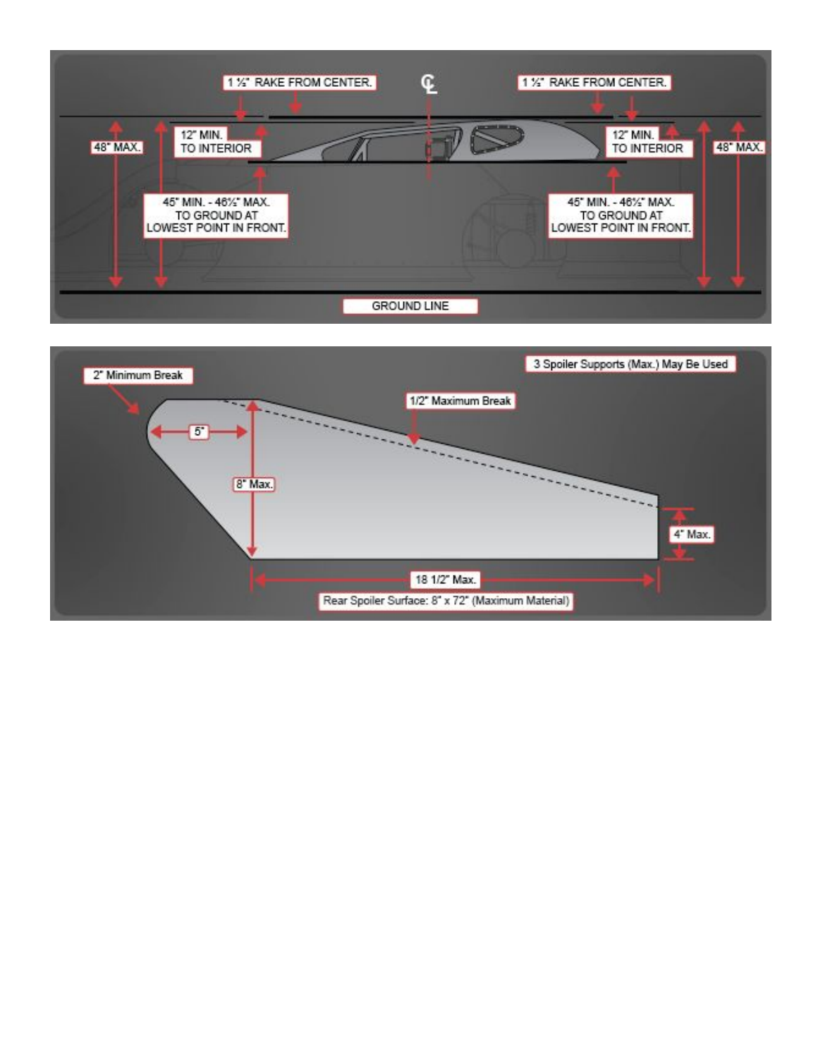1 ½" RAKE FROM CENTER.

1 ½" RAKE FROM CENTER.

CL

48" MAX.

12" MIN. TO INTERIOR

12" MIN. TO INTERIOR

48" MAX.

45" MIN. - 46½" MAX. TO GROUND AT LOWEST POINT IN FRONT.

45" MIN. - 46½" MAX. TO GROUND AT LOWEST POINT IN FRONT.

GROUND LINE

2" Minimum Break

3 Spoiler Supports (Max.) May Be Used

1/2" Maximum Break

5"

8" Max.

4" Max.

18 1/2" Max.

Rear Spoiler Surface: 8" x 72" (Maximum Material)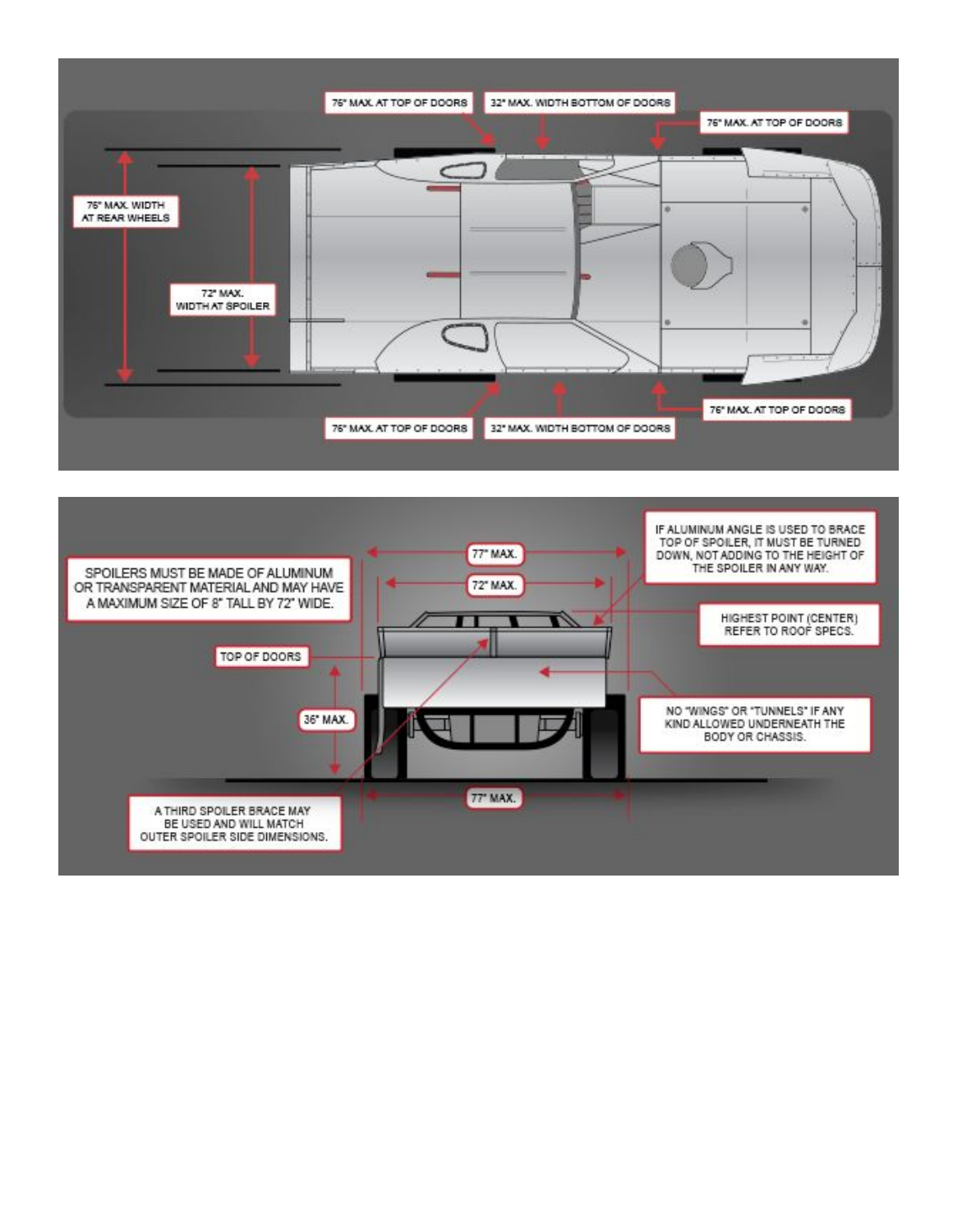76" MAX. AT TOP OF DOORS

32" MAX. WIDTH BOTTOM OF DOORS

76" MAX. AT TOP OF DOORS

76" MAX. WIDTH AT REAR WHEELS

72" MAX. WIDTH AT SPOILER

76" MAX. AT TOP OF DOORS

32" MAX. WIDTH BOTTOM OF DOORS

76" MAX. AT TOP OF DOORS

77" MAX.

72" MAX.

SPOILERS MUST BE MADE OF ALUMINUM OR TRANSPARENT MATERIAL AND MAY HAVE A MAXIMUM SIZE OF 8" TALL BY 72" WIDE.

IF ALUMINUM ANGLE IS USED TO BRACE TOP OF SPOILER, IT MUST BE TURNED DOWN, NOT ADDING TO THE HEIGHT OF THE SPOILER IN ANY WAY.

HIGHEST POINT (CENTER) REFER TO ROOF SPECS.

TOP OF DOORS

36" MAX.

NO "WINGS" OR "TUNNELS" IF ANY KIND ALLOWED UNDERNEATH THE BODY OR CHASSIS.

77" MAX.

A THIRD SPOILER BRACE MAY BE USED AND WILL MATCH OUTER SPOILER SIDE DIMENSIONS.